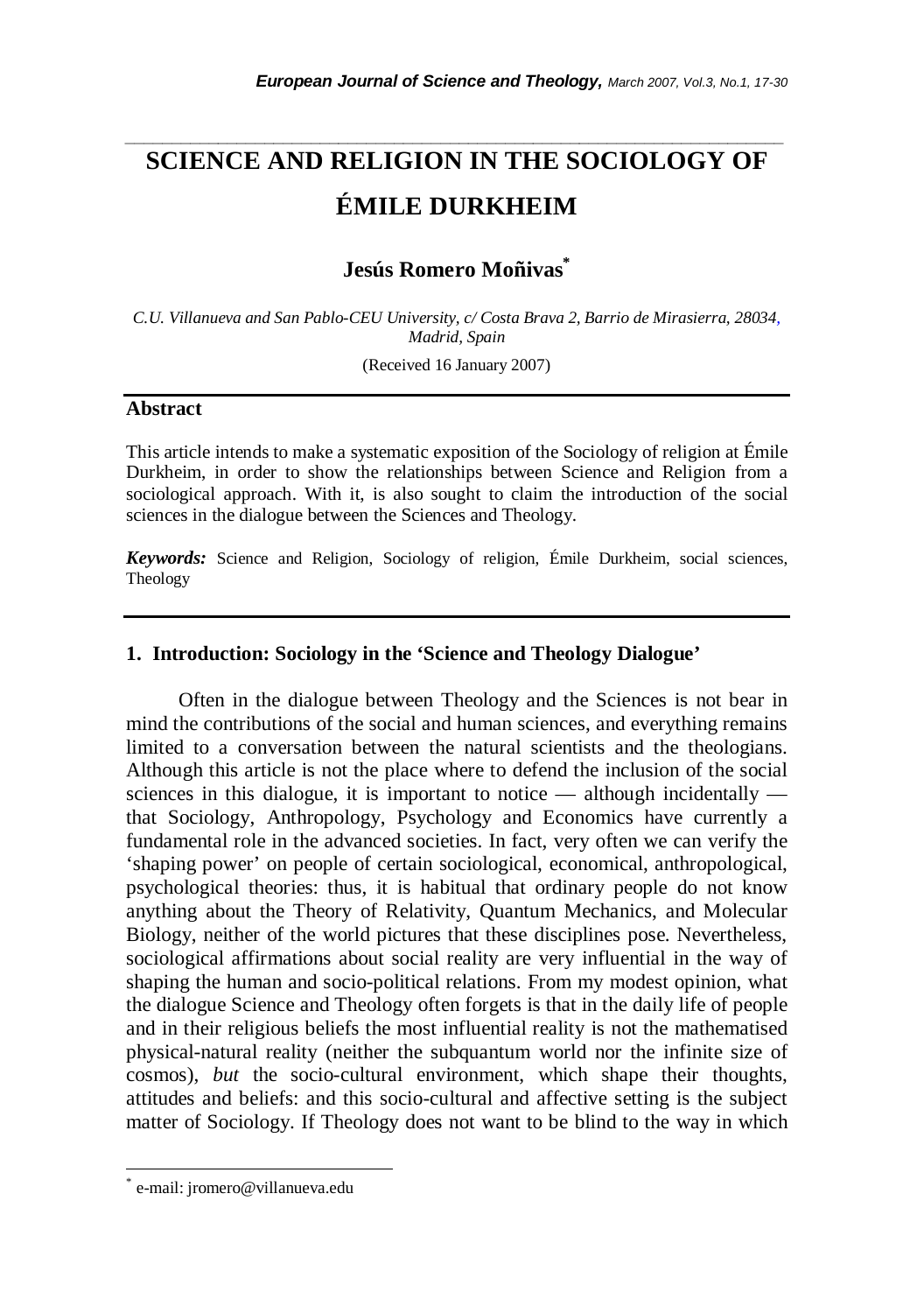# SCIENCE AND RELIGION IN THE SOCIOLOGY OF ÉMILE DURKHEIM

**Jesús Romero Moñivas***

*C.U. Villanueva and San Pablo-CEU University, c/ Costa Brava 2, Barrio de Mirasierra, 28034, Madrid, Spain*

(Received 16 January 2007)

## Abstract

This article intends to make a systematic exposition of the Sociology of religion at Émile Durkheim, in order to show the relationships between Science and Religion from a sociological approach. With it, is also sought to claim the introduction of the social sciences in the dialogue between the Sciences and Theology.

***Keywords:*** Science and Religion, Sociology of religion, Émile Durkheim, social sciences, Theology

## 1. Introduction: Sociology in the 'Science and Theology Dialogue'

Often in the dialogue between Theology and the Sciences is not bear in mind the contributions of the social and human sciences, and everything remains limited to a conversation between the natural scientists and the theologians. Although this article is not the place where to defend the inclusion of the social sciences in this dialogue, it is important to notice — although incidentally — that Sociology, Anthropology, Psychology and Economics have currently a fundamental role in the advanced societies. In fact, very often we can verify the 'shaping power' on people of certain sociological, economical, anthropological, psychological theories: thus, it is habitual that ordinary people do not know anything about the Theory of Relativity, Quantum Mechanics, and Molecular Biology, neither of the world pictures that these disciplines pose. Nevertheless, sociological affirmations about social reality are very influential in the way of shaping the human and socio-political relations. From my modest opinion, what the dialogue Science and Theology often forgets is that in the daily life of people and in their religious beliefs the most influential reality is not the mathematised physical-natural reality (neither the subquantum world nor the infinite size of cosmos), *but* the socio-cultural environment, which shape their thoughts, attitudes and beliefs: and this socio-cultural and affective setting is the subject matter of Sociology. If Theology does not want to be blind to the way in which

---

* e-mail: jromero@villanueva.edu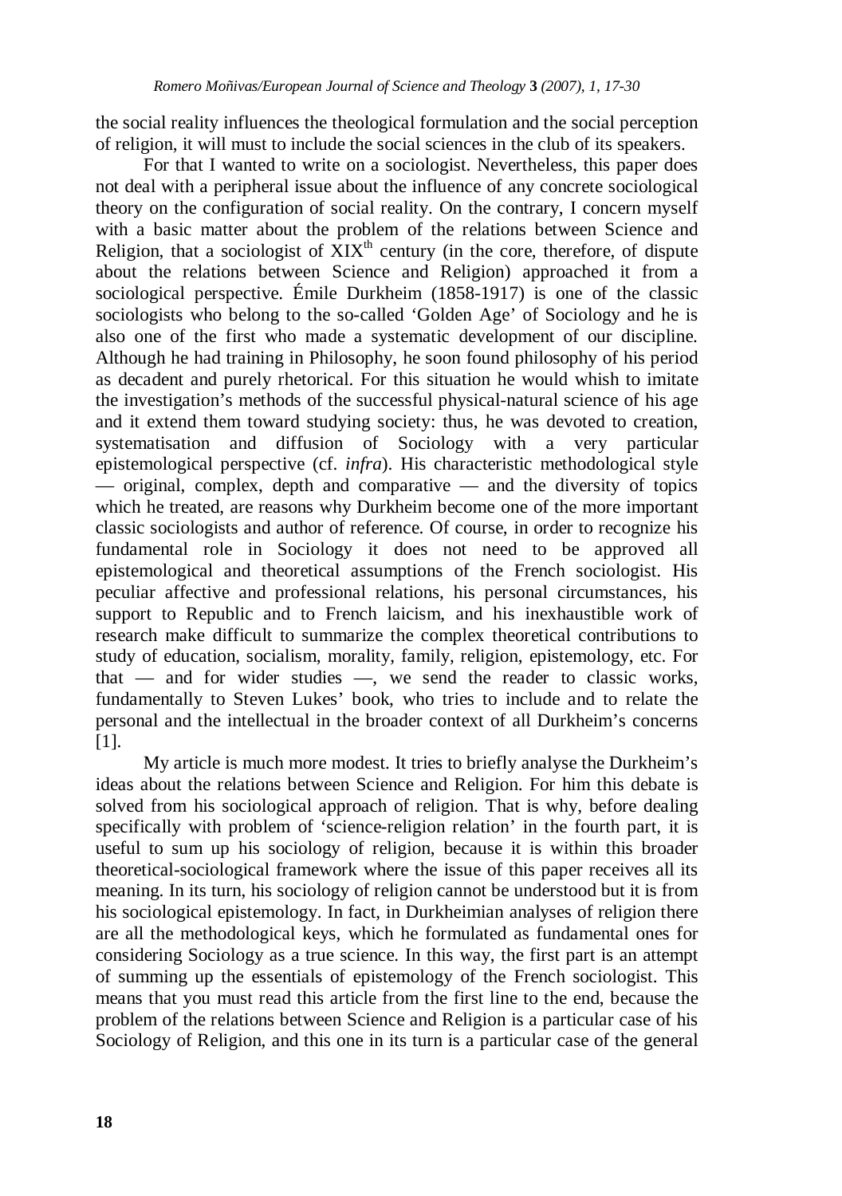the social reality influences the theological formulation and the social perception of religion, it will must to include the social sciences in the club of its speakers.

For that I wanted to write on a sociologist. Nevertheless, this paper does not deal with a peripheral issue about the influence of any concrete sociological theory on the configuration of social reality. On the contrary, I concern myself with a basic matter about the problem of the relations between Science and Religion, that a sociologist of $XIX^{th}$ century (in the core, therefore, of dispute about the relations between Science and Religion) approached it from a sociological perspective. Émile Durkheim (1858-1917) is one of the classic sociologists who belong to the so-called 'Golden Age' of Sociology and he is also one of the first who made a systematic development of our discipline. Although he had training in Philosophy, he soon found philosophy of his period as decadent and purely rhetorical. For this situation he would whish to imitate the investigation's methods of the successful physical-natural science of his age and it extend them toward studying society: thus, he was devoted to creation, systematisation and diffusion of Sociology with a very particular epistemological perspective (cf. *infra*). His characteristic methodological style — original, complex, depth and comparative — and the diversity of topics which he treated, are reasons why Durkheim become one of the more important classic sociologists and author of reference. Of course, in order to recognize his fundamental role in Sociology it does not need to be approved all epistemological and theoretical assumptions of the French sociologist. His peculiar affective and professional relations, his personal circumstances, his support to Republic and to French laicism, and his inexhaustible work of research make difficult to summarize the complex theoretical contributions to study of education, socialism, morality, family, religion, epistemology, etc. For that — and for wider studies —, we send the reader to classic works, fundamentally to Steven Lukes' book, who tries to include and to relate the personal and the intellectual in the broader context of all Durkheim's concerns [1].

My article is much more modest. It tries to briefly analyse the Durkheim's ideas about the relations between Science and Religion. For him this debate is solved from his sociological approach of religion. That is why, before dealing specifically with problem of 'science-religion relation' in the fourth part, it is useful to sum up his sociology of religion, because it is within this broader theoretical-sociological framework where the issue of this paper receives all its meaning. In its turn, his sociology of religion cannot be understood but it is from his sociological epistemology. In fact, in Durkheimian analyses of religion there are all the methodological keys, which he formulated as fundamental ones for considering Sociology as a true science. In this way, the first part is an attempt of summing up the essentials of epistemology of the French sociologist. This means that you must read this article from the first line to the end, because the problem of the relations between Science and Religion is a particular case of his Sociology of Religion, and this one in its turn is a particular case of the general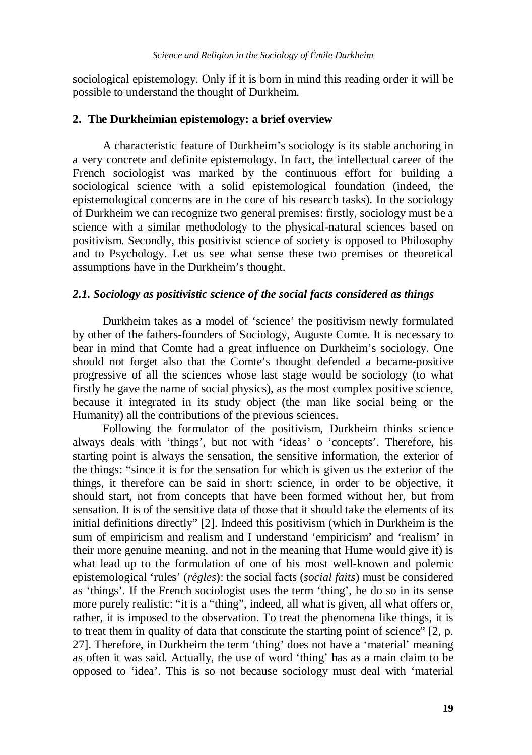sociological epistemology. Only if it is born in mind this reading order it will be possible to understand the thought of Durkheim.

## 2. The Durkheimian epistemology: a brief overview

A characteristic feature of Durkheim's sociology is its stable anchoring in a very concrete and definite epistemology. In fact, the intellectual career of the French sociologist was marked by the continuous effort for building a sociological science with a solid epistemological foundation (indeed, the epistemological concerns are in the core of his research tasks). In the sociology of Durkheim we can recognize two general premises: firstly, sociology must be a science with a similar methodology to the physical-natural sciences based on positivism. Secondly, this positivist science of society is opposed to Philosophy and to Psychology. Let us see what sense these two premises or theoretical assumptions have in the Durkheim's thought.

### *2.1. Sociology as positivistic science of the social facts considered as things*

Durkheim takes as a model of 'science' the positivism newly formulated by other of the fathers-founders of Sociology, Auguste Comte. It is necessary to bear in mind that Comte had a great influence on Durkheim's sociology. One should not forget also that the Comte's thought defended a became-positive progressive of all the sciences whose last stage would be sociology (to what firstly he gave the name of social physics), as the most complex positive science, because it integrated in its study object (the man like social being or the Humanity) all the contributions of the previous sciences.

Following the formulator of the positivism, Durkheim thinks science always deals with 'things', but not with 'ideas' o 'concepts'. Therefore, his starting point is always the sensation, the sensitive information, the exterior of the things: "since it is for the sensation for which is given us the exterior of the things, it therefore can be said in short: science, in order to be objective, it should start, not from concepts that have been formed without her, but from sensation. It is of the sensitive data of those that it should take the elements of its initial definitions directly" [2]. Indeed this positivism (which in Durkheim is the sum of empiricism and realism and I understand 'empiricism' and 'realism' in their more genuine meaning, and not in the meaning that Hume would give it) is what lead up to the formulation of one of his most well-known and polemic epistemological 'rules' (*règles*): the social facts (*social faits*) must be considered as 'things'. If the French sociologist uses the term 'thing', he do so in its sense more purely realistic: "it is a "thing", indeed, all what is given, all what offers or, rather, it is imposed to the observation. To treat the phenomena like things, it is to treat them in quality of data that constitute the starting point of science" [2, p. 27]. Therefore, in Durkheim the term 'thing' does not have a 'material' meaning as often it was said. Actually, the use of word 'thing' has as a main claim to be opposed to 'idea'. This is so not because sociology must deal with 'material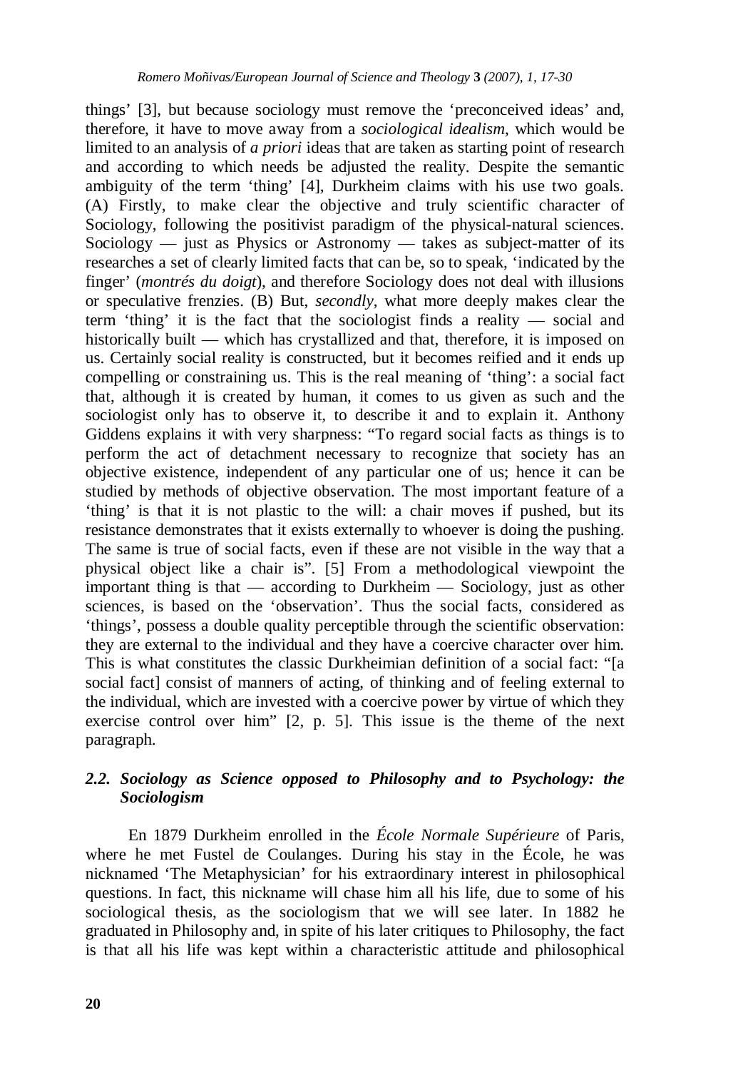things' [3], but because sociology must remove the 'preconceived ideas' and, therefore, it have to move away from a *sociological idealism*, which would be limited to an analysis of *a priori* ideas that are taken as starting point of research and according to which needs be adjusted the reality. Despite the semantic ambiguity of the term 'thing' [4], Durkheim claims with his use two goals. (A) Firstly, to make clear the objective and truly scientific character of Sociology, following the positivist paradigm of the physical-natural sciences. Sociology — just as Physics or Astronomy — takes as subject-matter of its researches a set of clearly limited facts that can be, so to speak, 'indicated by the finger' (*montrés du doigt*), and therefore Sociology does not deal with illusions or speculative frenzies. (B) But, *secondly*, what more deeply makes clear the term 'thing' it is the fact that the sociologist finds a reality — social and historically built — which has crystallized and that, therefore, it is imposed on us. Certainly social reality is constructed, but it becomes reified and it ends up compelling or constraining us. This is the real meaning of 'thing': a social fact that, although it is created by human, it comes to us given as such and the sociologist only has to observe it, to describe it and to explain it. Anthony Giddens explains it with very sharpness: "To regard social facts as things is to perform the act of detachment necessary to recognize that society has an objective existence, independent of any particular one of us; hence it can be studied by methods of objective observation. The most important feature of a 'thing' is that it is not plastic to the will: a chair moves if pushed, but its resistance demonstrates that it exists externally to whoever is doing the pushing. The same is true of social facts, even if these are not visible in the way that a physical object like a chair is". [5] From a methodological viewpoint the important thing is that — according to Durkheim — Sociology, just as other sciences, is based on the 'observation'. Thus the social facts, considered as 'things', possess a double quality perceptible through the scientific observation: they are external to the individual and they have a coercive character over him. This is what constitutes the classic Durkheimian definition of a social fact: "[a social fact] consist of manners of acting, of thinking and of feeling external to the individual, which are invested with a coercive power by virtue of which they exercise control over him" [2, p. 5]. This issue is the theme of the next paragraph.

### *2.2. Sociology as Science opposed to Philosophy and to Psychology: the Sociologism*

En 1879 Durkheim enrolled in the *École Normale Supérieure* of Paris, where he met Fustel de Coulanges. During his stay in the École, he was nicknamed 'The Metaphysician' for his extraordinary interest in philosophical questions. In fact, this nickname will chase him all his life, due to some of his sociological thesis, as the sociologism that we will see later. In 1882 he graduated in Philosophy and, in spite of his later critiques to Philosophy, the fact is that all his life was kept within a characteristic attitude and philosophical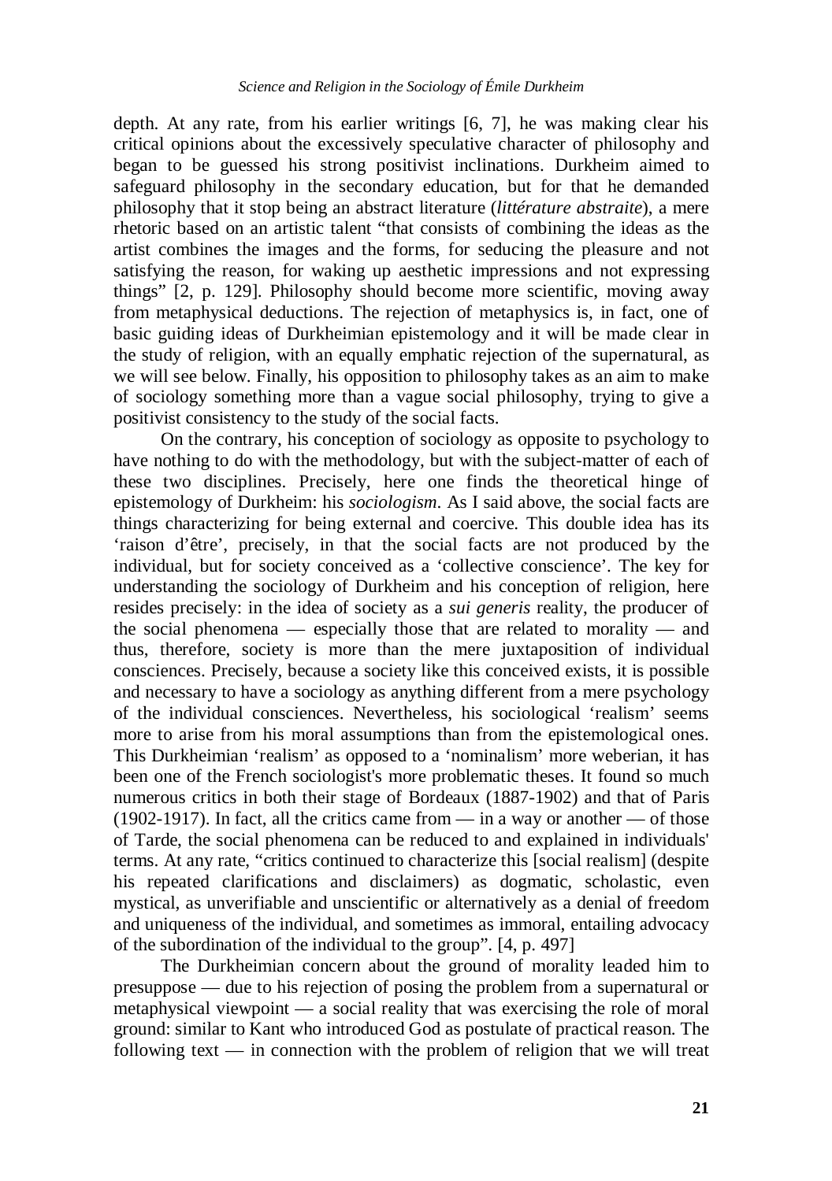depth. At any rate, from his earlier writings [6, 7], he was making clear his critical opinions about the excessively speculative character of philosophy and began to be guessed his strong positivist inclinations. Durkheim aimed to safeguard philosophy in the secondary education, but for that he demanded philosophy that it stop being an abstract literature (*littérature abstraite*), a mere rhetoric based on an artistic talent "that consists of combining the ideas as the artist combines the images and the forms, for seducing the pleasure and not satisfying the reason, for waking up aesthetic impressions and not expressing things" [2, p. 129]. Philosophy should become more scientific, moving away from metaphysical deductions. The rejection of metaphysics is, in fact, one of basic guiding ideas of Durkheimian epistemology and it will be made clear in the study of religion, with an equally emphatic rejection of the supernatural, as we will see below. Finally, his opposition to philosophy takes as an aim to make of sociology something more than a vague social philosophy, trying to give a positivist consistency to the study of the social facts.

On the contrary, his conception of sociology as opposite to psychology to have nothing to do with the methodology, but with the subject-matter of each of these two disciplines. Precisely, here one finds the theoretical hinge of epistemology of Durkheim: his *sociologism*. As I said above, the social facts are things characterizing for being external and coercive. This double idea has its 'raison d'être', precisely, in that the social facts are not produced by the individual, but for society conceived as a 'collective conscience'. The key for understanding the sociology of Durkheim and his conception of religion, here resides precisely: in the idea of society as a *sui generis* reality, the producer of the social phenomena — especially those that are related to morality — and thus, therefore, society is more than the mere juxtaposition of individual consciences. Precisely, because a society like this conceived exists, it is possible and necessary to have a sociology as anything different from a mere psychology of the individual consciences. Nevertheless, his sociological 'realism' seems more to arise from his moral assumptions than from the epistemological ones. This Durkheimian 'realism' as opposed to a 'nominalism' more weberian, it has been one of the French sociologist's more problematic theses. It found so much numerous critics in both their stage of Bordeaux (1887-1902) and that of Paris (1902-1917). In fact, all the critics came from — in a way or another — of those of Tarde, the social phenomena can be reduced to and explained in individuals' terms. At any rate, "critics continued to characterize this [social realism] (despite his repeated clarifications and disclaimers) as dogmatic, scholastic, even mystical, as unverifiable and unscientific or alternatively as a denial of freedom and uniqueness of the individual, and sometimes as immoral, entailing advocacy of the subordination of the individual to the group". [4, p. 497]

The Durkheimian concern about the ground of morality leaded him to presuppose — due to his rejection of posing the problem from a supernatural or metaphysical viewpoint — a social reality that was exercising the role of moral ground: similar to Kant who introduced God as postulate of practical reason. The following text — in connection with the problem of religion that we will treat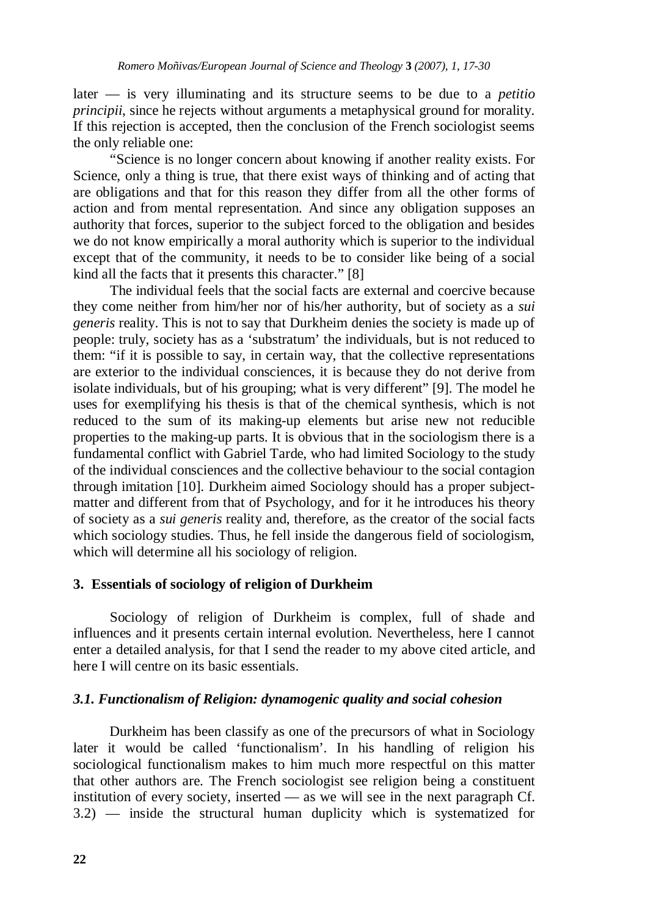later — is very illuminating and its structure seems to be due to a *petitio principii*, since he rejects without arguments a metaphysical ground for morality. If this rejection is accepted, then the conclusion of the French sociologist seems the only reliable one:

"Science is no longer concern about knowing if another reality exists. For Science, only a thing is true, that there exist ways of thinking and of acting that are obligations and that for this reason they differ from all the other forms of action and from mental representation. And since any obligation supposes an authority that forces, superior to the subject forced to the obligation and besides we do not know empirically a moral authority which is superior to the individual except that of the community, it needs to be to consider like being of a social kind all the facts that it presents this character." [8]

The individual feels that the social facts are external and coercive because they come neither from him/her nor of his/her authority, but of society as a *sui generis* reality. This is not to say that Durkheim denies the society is made up of people: truly, society has as a 'substratum' the individuals, but is not reduced to them: "if it is possible to say, in certain way, that the collective representations are exterior to the individual consciences, it is because they do not derive from isolate individuals, but of his grouping; what is very different" [9]. The model he uses for exemplifying his thesis is that of the chemical synthesis, which is not reduced to the sum of its making-up elements but arise new not reducible properties to the making-up parts. It is obvious that in the sociologism there is a fundamental conflict with Gabriel Tarde, who had limited Sociology to the study of the individual consciences and the collective behaviour to the social contagion through imitation [10]. Durkheim aimed Sociology should has a proper subject-matter and different from that of Psychology, and for it he introduces his theory of society as a *sui generis* reality and, therefore, as the creator of the social facts which sociology studies. Thus, he fell inside the dangerous field of sociologism, which will determine all his sociology of religion.

## 3. Essentials of sociology of religion of Durkheim

Sociology of religion of Durkheim is complex, full of shade and influences and it presents certain internal evolution. Nevertheless, here I cannot enter a detailed analysis, for that I send the reader to my above cited article, and here I will centre on its basic essentials.

### *3.1. Functionalism of Religion: dynamogenic quality and social cohesion*

Durkheim has been classify as one of the precursors of what in Sociology later it would be called 'functionalism'. In his handling of religion his sociological functionalism makes to him much more respectful on this matter that other authors are. The French sociologist see religion being a constituent institution of every society, inserted — as we will see in the next paragraph Cf. 3.2) — inside the structural human duplicity which is systematized for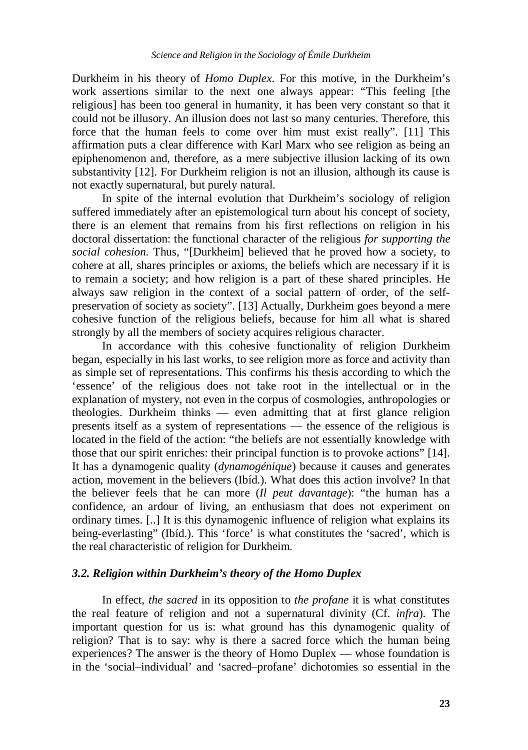Durkheim in his theory of *Homo Duplex*. For this motive, in the Durkheim's work assertions similar to the next one always appear: "This feeling [the religious] has been too general in humanity, it has been very constant so that it could not be illusory. An illusion does not last so many centuries. Therefore, this force that the human feels to come over him must exist really". [11] This affirmation puts a clear difference with Karl Marx who see religion as being an epiphenomenon and, therefore, as a mere subjective illusion lacking of its own substantivity [12]. For Durkheim religion is not an illusion, although its cause is not exactly supernatural, but purely natural.

In spite of the internal evolution that Durkheim's sociology of religion suffered immediately after an epistemological turn about his concept of society, there is an element that remains from his first reflections on religion in his doctoral dissertation: the functional character of the religious *for supporting the social cohesion*. Thus, "[Durkheim] believed that he proved how a society, to cohere at all, shares principles or axioms, the beliefs which are necessary if it is to remain a society; and how religion is a part of these shared principles. He always saw religion in the context of a social pattern of order, of the self-preservation of society as society". [13] Actually, Durkheim goes beyond a mere cohesive function of the religious beliefs, because for him all what is shared strongly by all the members of society acquires religious character.

In accordance with this cohesive functionality of religion Durkheim began, especially in his last works, to see religion more as force and activity than as simple set of representations. This confirms his thesis according to which the 'essence' of the religious does not take root in the intellectual or in the explanation of mystery, not even in the corpus of cosmologies, anthropologies or theologies. Durkheim thinks — even admitting that at first glance religion presents itself as a system of representations — the essence of the religious is located in the field of the action: "the beliefs are not essentially knowledge with those that our spirit enriches: their principal function is to provoke actions" [14]. It has a dynamogenic quality (*dynamogénique*) because it causes and generates action, movement in the believers (Ibíd.). What does this action involve? In that the believer feels that he can more (*Il peut davantage*): "the human has a confidence, an ardour of living, an enthusiasm that does not experiment on ordinary times. [..] It is this dynamogenic influence of religion what explains its being-everlasting" (Ibíd.). This 'force' is what constitutes the 'sacred', which is the real characteristic of religion for Durkheim.

### *3.2. Religion within Durkheim's theory of the Homo Duplex*

In effect, *the sacred* in its opposition to *the profane* it is what constitutes the real feature of religion and not a supernatural divinity (Cf. *infra*). The important question for us is: what ground has this dynamogenic quality of religion? That is to say: why is there a sacred force which the human being experiences? The answer is the theory of Homo Duplex — whose foundation is in the 'social–individual' and 'sacred–profane' dichotomies so essential in the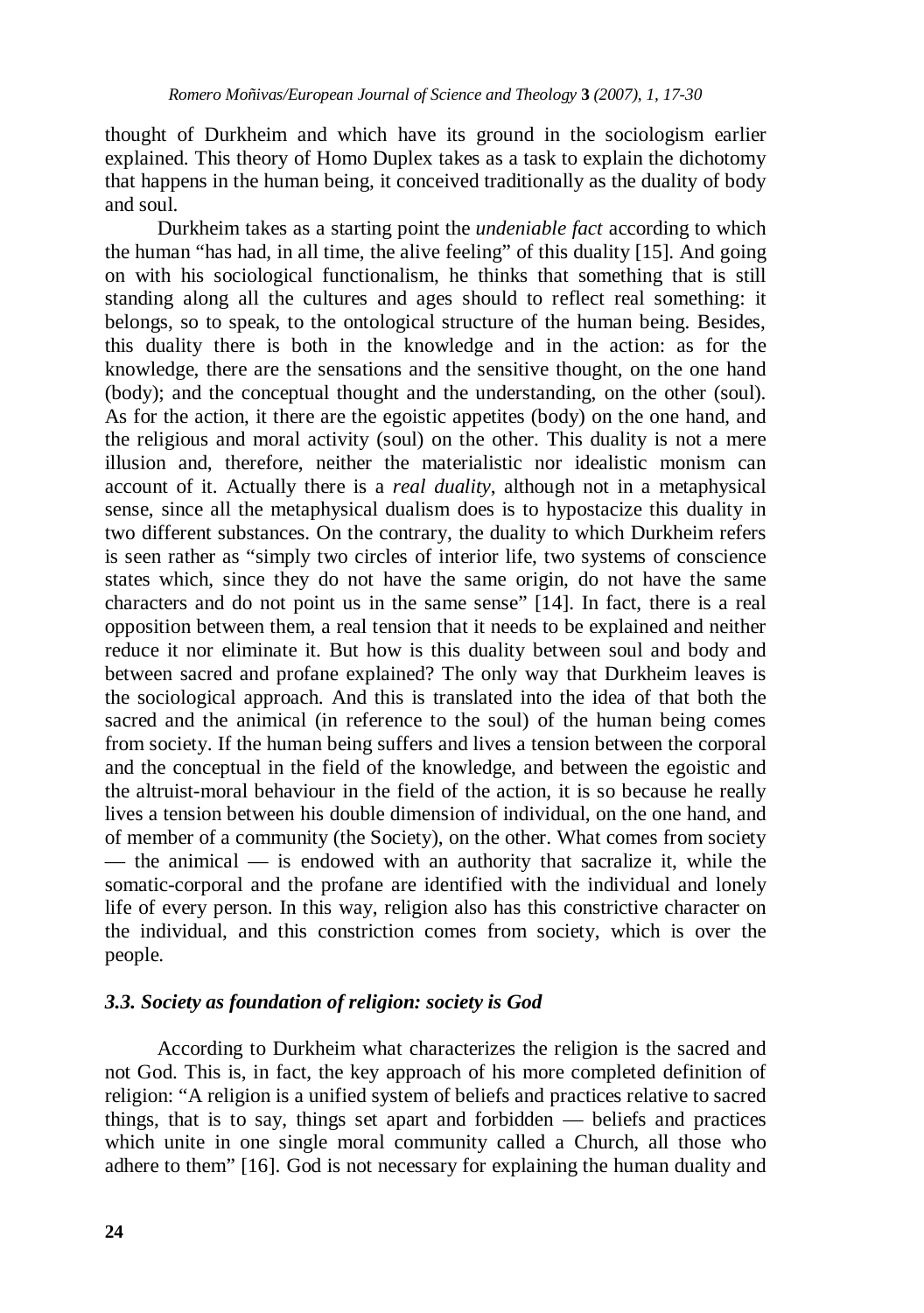thought of Durkheim and which have its ground in the sociologism earlier explained. This theory of Homo Duplex takes as a task to explain the dichotomy that happens in the human being, it conceived traditionally as the duality of body and soul.

Durkheim takes as a starting point the *undeniable fact* according to which the human "has had, in all time, the alive feeling" of this duality [15]. And going on with his sociological functionalism, he thinks that something that is still standing along all the cultures and ages should to reflect real something: it belongs, so to speak, to the ontological structure of the human being. Besides, this duality there is both in the knowledge and in the action: as for the knowledge, there are the sensations and the sensitive thought, on the one hand (body); and the conceptual thought and the understanding, on the other (soul). As for the action, it there are the egoistic appetites (body) on the one hand, and the religious and moral activity (soul) on the other. This duality is not a mere illusion and, therefore, neither the materialistic nor idealistic monism can account of it. Actually there is a *real duality*, although not in a metaphysical sense, since all the metaphysical dualism does is to hypostacize this duality in two different substances. On the contrary, the duality to which Durkheim refers is seen rather as "simply two circles of interior life, two systems of conscience states which, since they do not have the same origin, do not have the same characters and do not point us in the same sense" [14]. In fact, there is a real opposition between them, a real tension that it needs to be explained and neither reduce it nor eliminate it. But how is this duality between soul and body and between sacred and profane explained? The only way that Durkheim leaves is the sociological approach. And this is translated into the idea of that both the sacred and the animical (in reference to the soul) of the human being comes from society. If the human being suffers and lives a tension between the corporal and the conceptual in the field of the knowledge, and between the egoistic and the altruist-moral behaviour in the field of the action, it is so because he really lives a tension between his double dimension of individual, on the one hand, and of member of a community (the Society), on the other. What comes from society — the animical — is endowed with an authority that sacralize it, while the somatic-corporal and the profane are identified with the individual and lonely life of every person. In this way, religion also has this constrictive character on the individual, and this constriction comes from society, which is over the people.

### *3.3. Society as foundation of religion: society is God*

According to Durkheim what characterizes the religion is the sacred and not God. This is, in fact, the key approach of his more completed definition of religion: "A religion is a unified system of beliefs and practices relative to sacred things, that is to say, things set apart and forbidden — beliefs and practices which unite in one single moral community called a Church, all those who adhere to them" [16]. God is not necessary for explaining the human duality and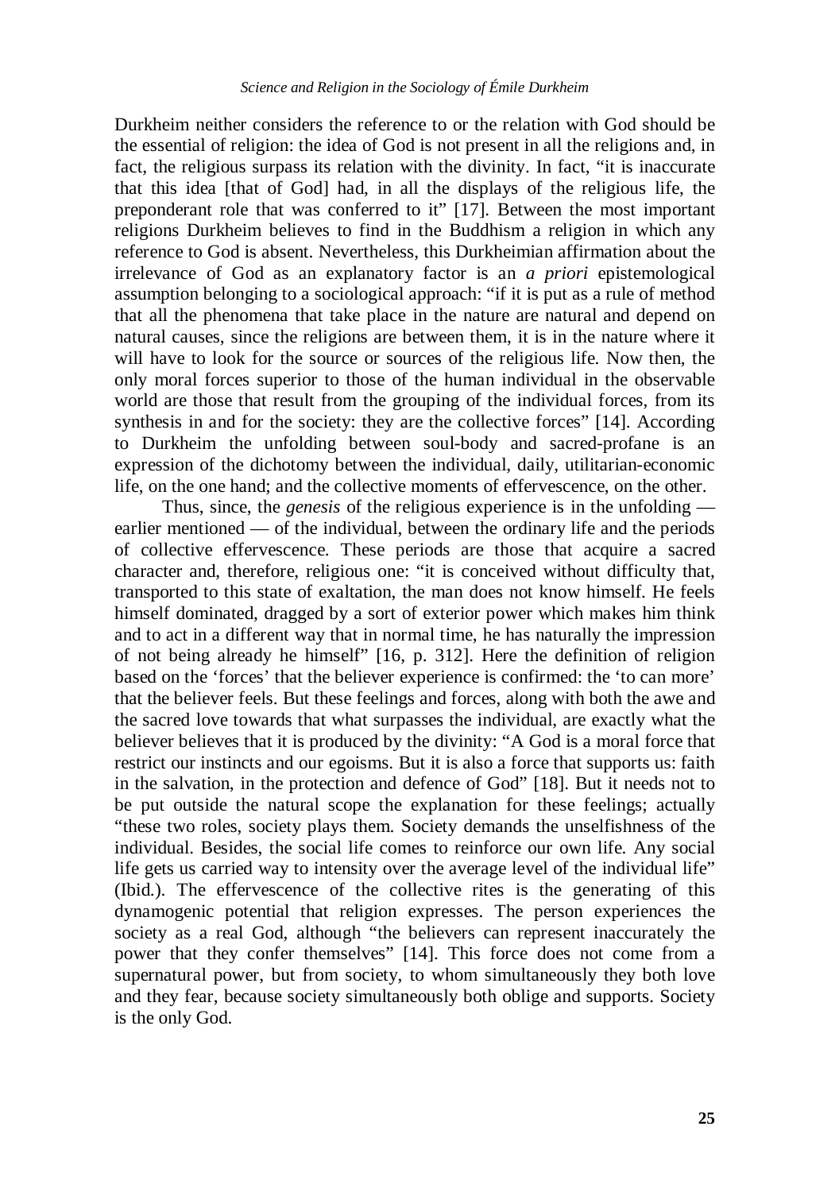Durkheim neither considers the reference to or the relation with God should be the essential of religion: the idea of God is not present in all the religions and, in fact, the religious surpass its relation with the divinity. In fact, "it is inaccurate that this idea [that of God] had, in all the displays of the religious life, the preponderant role that was conferred to it" [17]. Between the most important religions Durkheim believes to find in the Buddhism a religion in which any reference to God is absent. Nevertheless, this Durkheimian affirmation about the irrelevance of God as an explanatory factor is an *a priori* epistemological assumption belonging to a sociological approach: "if it is put as a rule of method that all the phenomena that take place in the nature are natural and depend on natural causes, since the religions are between them, it is in the nature where it will have to look for the source or sources of the religious life. Now then, the only moral forces superior to those of the human individual in the observable world are those that result from the grouping of the individual forces, from its synthesis in and for the society: they are the collective forces" [14]. According to Durkheim the unfolding between soul-body and sacred-profane is an expression of the dichotomy between the individual, daily, utilitarian-economic life, on the one hand; and the collective moments of effervescence, on the other.

Thus, since, the *genesis* of the religious experience is in the unfolding — earlier mentioned — of the individual, between the ordinary life and the periods of collective effervescence. These periods are those that acquire a sacred character and, therefore, religious one: "it is conceived without difficulty that, transported to this state of exaltation, the man does not know himself. He feels himself dominated, dragged by a sort of exterior power which makes him think and to act in a different way that in normal time, he has naturally the impression of not being already he himself" [16, p. 312]. Here the definition of religion based on the 'forces' that the believer experience is confirmed: the 'to can more' that the believer feels. But these feelings and forces, along with both the awe and the sacred love towards that what surpasses the individual, are exactly what the believer believes that it is produced by the divinity: "A God is a moral force that restrict our instincts and our egoisms. But it is also a force that supports us: faith in the salvation, in the protection and defence of God" [18]. But it needs not to be put outside the natural scope the explanation for these feelings; actually "these two roles, society plays them. Society demands the unselfishness of the individual. Besides, the social life comes to reinforce our own life. Any social life gets us carried way to intensity over the average level of the individual life" (Ibid.). The effervescence of the collective rites is the generating of this dynamogenic potential that religion expresses. The person experiences the society as a real God, although "the believers can represent inaccurately the power that they confer themselves" [14]. This force does not come from a supernatural power, but from society, to whom simultaneously they both love and they fear, because society simultaneously both oblige and supports. Society is the only God.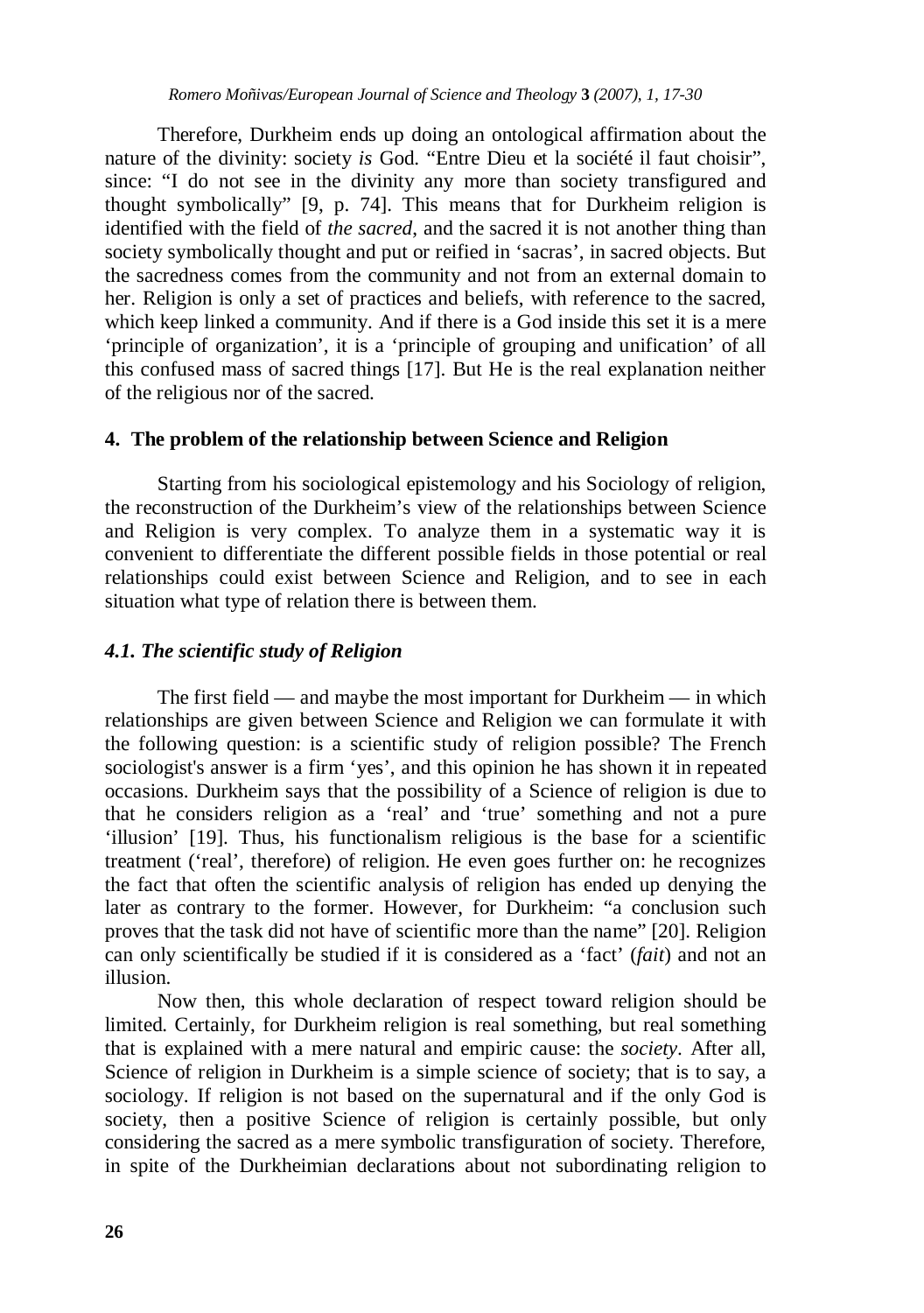Therefore, Durkheim ends up doing an ontological affirmation about the nature of the divinity: society *is* God. “Entre Dieu et la société il faut choisir”, since: “I do not see in the divinity any more than society transfigured and thought symbolically” [9, p. 74]. This means that for Durkheim religion is identified with the field of *the sacred*, and the sacred it is not another thing than society symbolically thought and put or reified in ‘sacras’, in sacred objects. But the sacredness comes from the community and not from an external domain to her. Religion is only a set of practices and beliefs, with reference to the sacred, which keep linked a community. And if there is a God inside this set it is a mere ‘principle of organization’, it is a ‘principle of grouping and unification’ of all this confused mass of sacred things [17]. But He is the real explanation neither of the religious nor of the sacred.

## 4. The problem of the relationship between Science and Religion

Starting from his sociological epistemology and his Sociology of religion, the reconstruction of the Durkheim’s view of the relationships between Science and Religion is very complex. To analyze them in a systematic way it is convenient to differentiate the different possible fields in those potential or real relationships could exist between Science and Religion, and to see in each situation what type of relation there is between them.

### *4.1. The scientific study of Religion*

The first field — and maybe the most important for Durkheim — in which relationships are given between Science and Religion we can formulate it with the following question: is a scientific study of religion possible? The French sociologist's answer is a firm ‘yes’, and this opinion he has shown it in repeated occasions. Durkheim says that the possibility of a Science of religion is due to that he considers religion as a ‘real’ and ‘true’ something and not a pure ‘illusion’ [19]. Thus, his functionalism religious is the base for a scientific treatment (‘real’, therefore) of religion. He even goes further on: he recognizes the fact that often the scientific analysis of religion has ended up denying the later as contrary to the former. However, for Durkheim: “a conclusion such proves that the task did not have of scientific more than the name” [20]. Religion can only scientifically be studied if it is considered as a ‘fact’ (*fait*) and not an illusion.

Now then, this whole declaration of respect toward religion should be limited. Certainly, for Durkheim religion is real something, but real something that is explained with a mere natural and empiric cause: the *society*. After all, Science of religion in Durkheim is a simple science of society; that is to say, a sociology. If religion is not based on the supernatural and if the only God is society, then a positive Science of religion is certainly possible, but only considering the sacred as a mere symbolic transfiguration of society. Therefore, in spite of the Durkheimian declarations about not subordinating religion to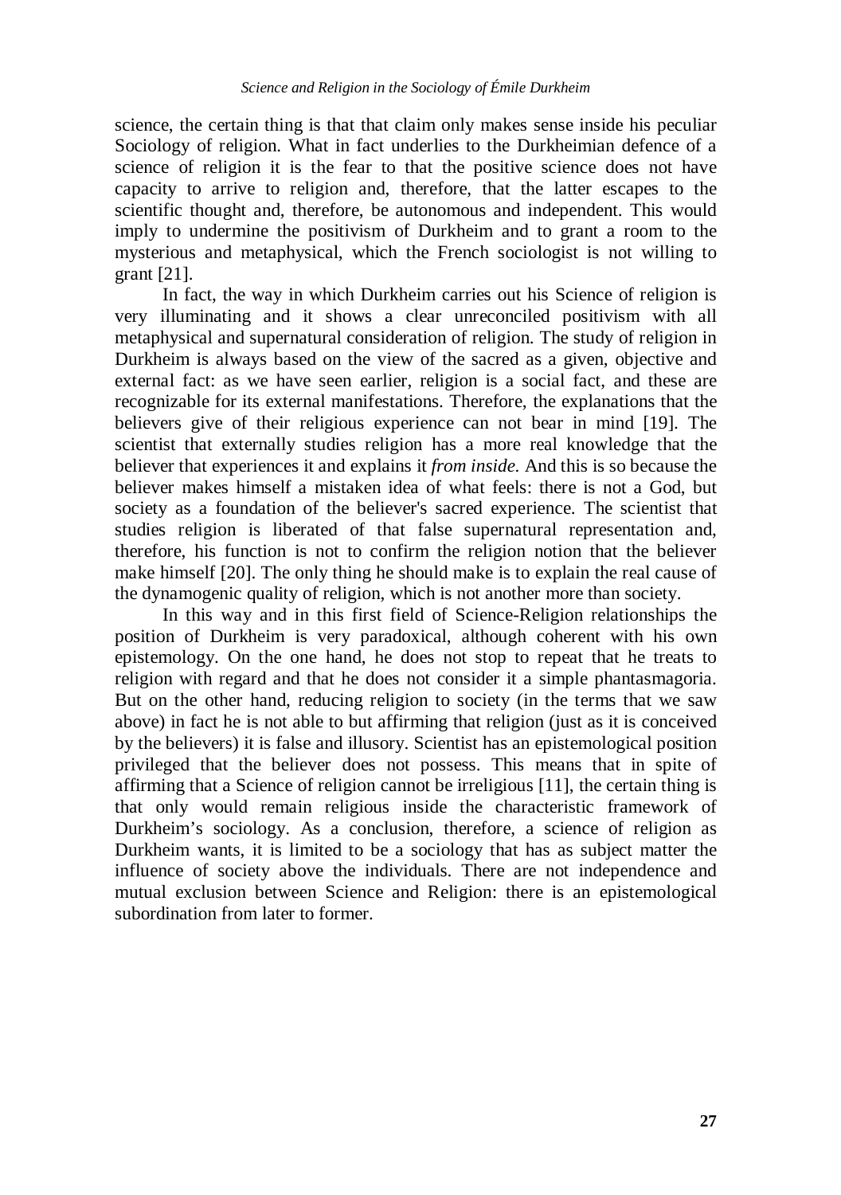science, the certain thing is that that claim only makes sense inside his peculiar Sociology of religion. What in fact underlies to the Durkheimian defence of a science of religion it is the fear to that the positive science does not have capacity to arrive to religion and, therefore, that the latter escapes to the scientific thought and, therefore, be autonomous and independent. This would imply to undermine the positivism of Durkheim and to grant a room to the mysterious and metaphysical, which the French sociologist is not willing to grant [21].

In fact, the way in which Durkheim carries out his Science of religion is very illuminating and it shows a clear unreconciled positivism with all metaphysical and supernatural consideration of religion. The study of religion in Durkheim is always based on the view of the sacred as a given, objective and external fact: as we have seen earlier, religion is a social fact, and these are recognizable for its external manifestations. Therefore, the explanations that the believers give of their religious experience can not bear in mind [19]. The scientist that externally studies religion has a more real knowledge that the believer that experiences it and explains it *from inside.* And this is so because the believer makes himself a mistaken idea of what feels: there is not a God, but society as a foundation of the believer's sacred experience. The scientist that studies religion is liberated of that false supernatural representation and, therefore, his function is not to confirm the religion notion that the believer make himself [20]. The only thing he should make is to explain the real cause of the dynamogenic quality of religion, which is not another more than society.

In this way and in this first field of Science-Religion relationships the position of Durkheim is very paradoxical, although coherent with his own epistemology. On the one hand, he does not stop to repeat that he treats to religion with regard and that he does not consider it a simple phantasmagoria. But on the other hand, reducing religion to society (in the terms that we saw above) in fact he is not able to but affirming that religion (just as it is conceived by the believers) it is false and illusory. Scientist has an epistemological position privileged that the believer does not possess. This means that in spite of affirming that a Science of religion cannot be irreligious [11], the certain thing is that only would remain religious inside the characteristic framework of Durkheim's sociology. As a conclusion, therefore, a science of religion as Durkheim wants, it is limited to be a sociology that has as subject matter the influence of society above the individuals. There are not independence and mutual exclusion between Science and Religion: there is an epistemological subordination from later to former.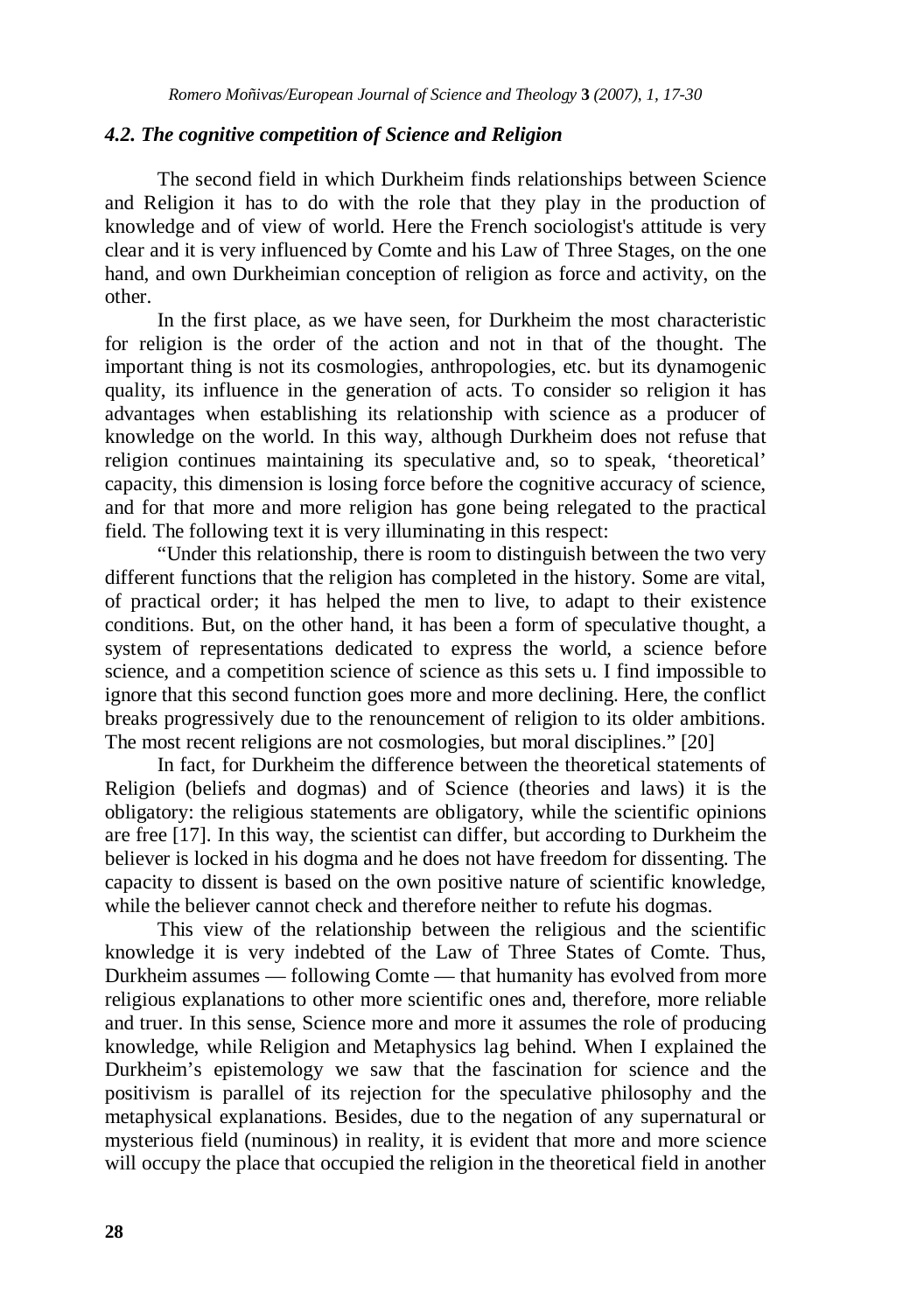### *4.2. The cognitive competition of Science and Religion*

The second field in which Durkheim finds relationships between Science and Religion it has to do with the role that they play in the production of knowledge and of view of world. Here the French sociologist's attitude is very clear and it is very influenced by Comte and his Law of Three Stages, on the one hand, and own Durkheimian conception of religion as force and activity, on the other.

In the first place, as we have seen, for Durkheim the most characteristic for religion is the order of the action and not in that of the thought. The important thing is not its cosmologies, anthropologies, etc. but its dynamogenic quality, its influence in the generation of acts. To consider so religion it has advantages when establishing its relationship with science as a producer of knowledge on the world. In this way, although Durkheim does not refuse that religion continues maintaining its speculative and, so to speak, 'theoretical' capacity, this dimension is losing force before the cognitive accuracy of science, and for that more and more religion has gone being relegated to the practical field. The following text it is very illuminating in this respect:

"Under this relationship, there is room to distinguish between the two very different functions that the religion has completed in the history. Some are vital, of practical order; it has helped the men to live, to adapt to their existence conditions. But, on the other hand, it has been a form of speculative thought, a system of representations dedicated to express the world, a science before science, and a competition science of science as this sets u. I find impossible to ignore that this second function goes more and more declining. Here, the conflict breaks progressively due to the renouncement of religion to its older ambitions. The most recent religions are not cosmologies, but moral disciplines." [20]

In fact, for Durkheim the difference between the theoretical statements of Religion (beliefs and dogmas) and of Science (theories and laws) it is the obligatory: the religious statements are obligatory, while the scientific opinions are free [17]. In this way, the scientist can differ, but according to Durkheim the believer is locked in his dogma and he does not have freedom for dissenting. The capacity to dissent is based on the own positive nature of scientific knowledge, while the believer cannot check and therefore neither to refute his dogmas.

This view of the relationship between the religious and the scientific knowledge it is very indebted of the Law of Three States of Comte. Thus, Durkheim assumes — following Comte — that humanity has evolved from more religious explanations to other more scientific ones and, therefore, more reliable and truer. In this sense, Science more and more it assumes the role of producing knowledge, while Religion and Metaphysics lag behind. When I explained the Durkheim's epistemology we saw that the fascination for science and the positivism is parallel of its rejection for the speculative philosophy and the metaphysical explanations. Besides, due to the negation of any supernatural or mysterious field (numinous) in reality, it is evident that more and more science will occupy the place that occupied the religion in the theoretical field in another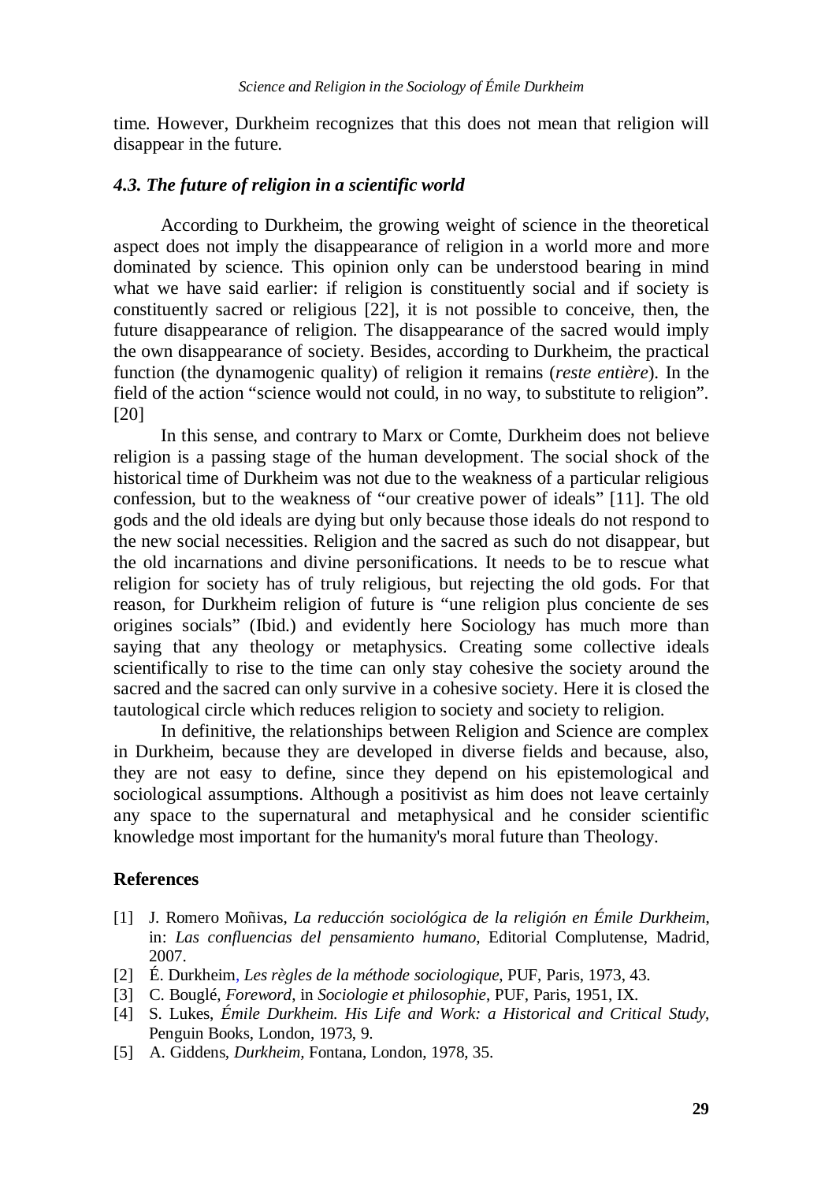time. However, Durkheim recognizes that this does not mean that religion will disappear in the future.

### *4.3. The future of religion in a scientific world*

According to Durkheim, the growing weight of science in the theoretical aspect does not imply the disappearance of religion in a world more and more dominated by science. This opinion only can be understood bearing in mind what we have said earlier: if religion is constituently social and if society is constituently sacred or religious [22], it is not possible to conceive, then, the future disappearance of religion. The disappearance of the sacred would imply the own disappearance of society. Besides, according to Durkheim, the practical function (the dynamogenic quality) of religion it remains (*reste entière*). In the field of the action "science would not could, in no way, to substitute to religion". [20]

In this sense, and contrary to Marx or Comte, Durkheim does not believe religion is a passing stage of the human development. The social shock of the historical time of Durkheim was not due to the weakness of a particular religious confession, but to the weakness of "our creative power of ideals" [11]. The old gods and the old ideals are dying but only because those ideals do not respond to the new social necessities. Religion and the sacred as such do not disappear, but the old incarnations and divine personifications. It needs to be to rescue what religion for society has of truly religious, but rejecting the old gods. For that reason, for Durkheim religion of future is "une religion plus conciente de ses origines socials" (Ibid.) and evidently here Sociology has much more than saying that any theology or metaphysics. Creating some collective ideals scientifically to rise to the time can only stay cohesive the society around the sacred and the sacred can only survive in a cohesive society. Here it is closed the tautological circle which reduces religion to society and society to religion.

In definitive, the relationships between Religion and Science are complex in Durkheim, because they are developed in diverse fields and because, also, they are not easy to define, since they depend on his epistemological and sociological assumptions. Although a positivist as him does not leave certainly any space to the supernatural and metaphysical and he consider scientific knowledge most important for the humanity's moral future than Theology.

## References

[1] J. Romero Moñivas, *La reducción sociológica de la religión en Émile Durkheim*, in: *Las confluencias del pensamiento humano*, Editorial Complutense, Madrid, 2007.

[2] É. Durkheim, *Les règles de la méthode sociologique*, PUF, Paris, 1973, 43.

[3] C. Bouglé, *Foreword*, in *Sociologie et philosophie*, PUF, Paris, 1951, IX.

[4] S. Lukes, *Émile Durkheim. His Life and Work: a Historical and Critical Study*, Penguin Books, London, 1973, 9.

[5] A. Giddens, *Durkheim*, Fontana, London, 1978, 35.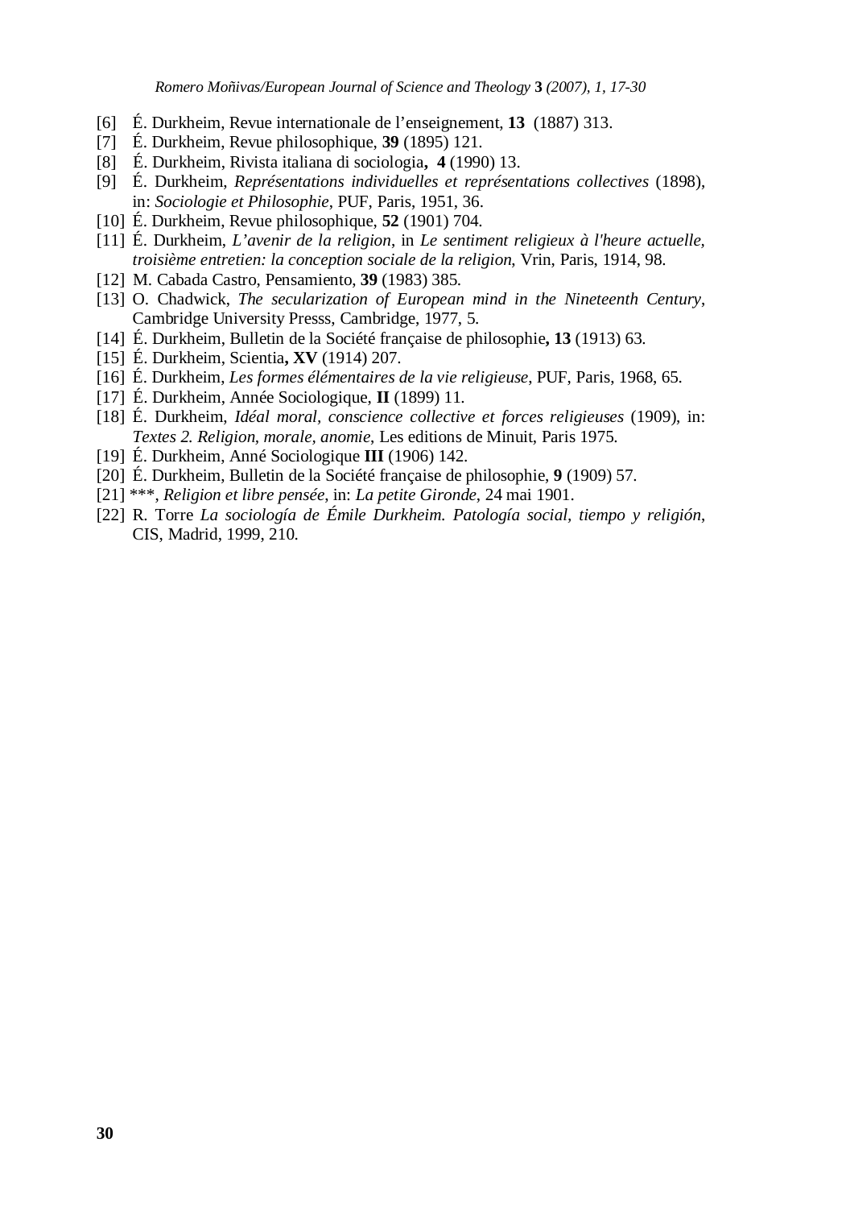[6] É. Durkheim, Revue internationale de l'enseignement, **13** (1887) 313.
[7] É. Durkheim, Revue philosophique, **39** (1895) 121.
[8] É. Durkheim, Rivista italiana di sociologia**, 4** (1990) 13.
[9] É. Durkheim, *Représentations individuelles et représentations collectives* (1898), in: *Sociologie et Philosophie*, PUF, Paris, 1951, 36.
[10] É. Durkheim, Revue philosophique, **52** (1901) 704.
[11] É. Durkheim, *L'avenir de la religion*, in *Le sentiment religieux à l'heure actuelle, troisième entretien: la conception sociale de la religion*, Vrin, Paris, 1914, 98.
[12] M. Cabada Castro, Pensamiento, **39** (1983) 385.
[13] O. Chadwick, *The secularization of European mind in the Nineteenth Century*, Cambridge University Presss, Cambridge, 1977, 5.
[14] É. Durkheim, Bulletin de la Société française de philosophie**, 13** (1913) 63.
[15] É. Durkheim, Scientia**, XV** (1914) 207.
[16] É. Durkheim, *Les formes élémentaires de la vie religieuse*, PUF, Paris, 1968, 65.
[17] É. Durkheim, Année Sociologique, **II** (1899) 11.
[18] É. Durkheim, *Idéal moral, conscience collective et forces religieuses* (1909), in: *Textes 2. Religion, morale, anomie*, Les editions de Minuit, Paris 1975.
[19] É. Durkheim, Anné Sociologique **III** (1906) 142.
[20] É. Durkheim, Bulletin de la Société française de philosophie, **9** (1909) 57.
[21] ***, *Religion et libre pensée*, in: *La petite Gironde*, 24 mai 1901.
[22] R. Torre *La sociología de Émile Durkheim. Patología social, tiempo y religión*, CIS, Madrid, 1999, 210.